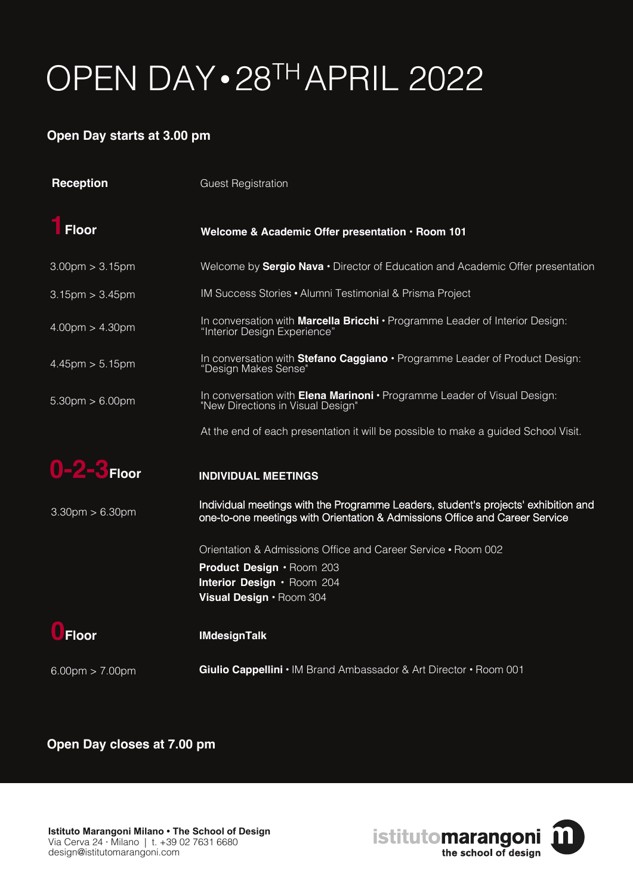# OPEN DAY • 28TH APRIL 2022

**Open Day starts at 3.00 pm**

| | |
|---|---|
| **Reception** | Guest Registration |
| **1 Floor** | **Welcome & Academic Offer presentation • Room 101** |
| 3.00pm > 3.15pm | Welcome by **Sergio Nava** • Director of Education and Academic Offer presentation |
| 3.15pm > 3.45pm | IM Success Stories • Alumni Testimonial & Prisma Project |
| 4.00pm > 4.30pm | In conversation with **Marcella Bricchi** • Programme Leader of Interior Design: "Interior Design Experience" |
| 4.45pm > 5.15pm | In conversation with **Stefano Caggiano** • Programme Leader of Product Design: "Design Makes Sense" |
| 5.30pm > 6.00pm | In conversation with **Elena Marinoni** • Programme Leader of Visual Design: "New Directions in Visual Design" |
| | At the end of each presentation it will be possible to make a guided School Visit. |
| **0-2-3 Floor** | **INDIVIDUAL MEETINGS** |
| 3.30pm > 6.30pm | Individual meetings with the Programme Leaders, student's projects' exhibition and one-to-one meetings with Orientation & Admissions Office and Career Service |
| | Orientation & Admissions Office and Career Service • Room 002<br>**Product Design** • Room 203<br>**Interior Design** • Room 204<br>**Visual Design** • Room 304 |
| **0 Floor** | **IMdesignTalk** |
| 6.00pm > 7.00pm | **Giulio Cappellini** • IM Brand Ambassador & Art Director • Room 001 |

**Open Day closes at 7.00 pm**

**Istituto Marangoni Milano • The School of Design**
Via Cerva 24 · Milano | t. +39 02 7631 6680
design@istitutomarangoni.com

istitutomarangoni
the school of design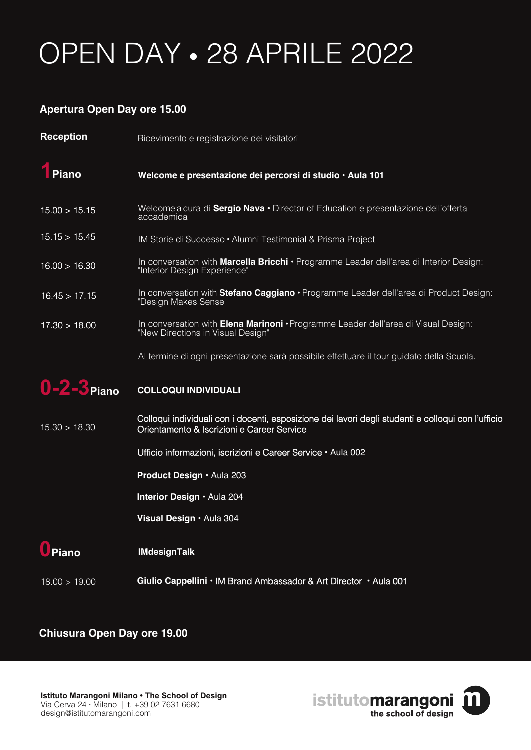# OPEN DAY • 28 APRILE 2022

**Apertura Open Day ore 15.00**

| | |
|---|---|
| **Reception** | Ricevimento e registrazione dei visitatori |
| **1 Piano** | **Welcome e presentazione dei percorsi di studio • Aula 101** |
| 15.00 > 15.15 | Welcome a cura di **Sergio Nava** • Director of Education e presentazione dell'offerta accademica |
| 15.15 > 15.45 | IM Storie di Successo • Alumni Testimonial & Prisma Project |
| 16.00 > 16.30 | In conversation with **Marcella Bricchi** • Programme Leader dell'area di Interior Design: "Interior Design Experience" |
| 16.45 > 17.15 | In conversation with **Stefano Caggiano** • Programme Leader dell'area di Product Design: "Design Makes Sense" |
| 17.30 > 18.00 | In conversation with **Elena Marinoni** • Programme Leader dell'area di Visual Design: "New Directions in Visual Design" |
| | Al termine di ogni presentazione sarà possibile effettuare il tour guidato della Scuola. |
| **0-2-3 Piano** | **COLLOQUI INDIVIDUALI** |
| 15.30 > 18.30 | Colloqui individuali con i docenti, esposizione dei lavori degli studenti e colloqui con l'ufficio Orientamento & Iscrizioni e Career Service |
| | Ufficio informazioni, iscrizioni e Career Service • Aula 002 |
| | **Product Design** • Aula 203 |
| | **Interior Design** • Aula 204 |
| | **Visual Design** • Aula 304 |
| **0 Piano** | **IMdesignTalk** |
| 18.00 > 19.00 | **Giulio Cappellini** • IM Brand Ambassador & Art Director • Aula 001 |

**Chiusura Open Day ore 19.00**

**Istituto Marangoni Milano • The School of Design**
Via Cerva 24 · Milano | t. +39 02 7631 6680
design@istitutomarangoni.com

istitutomarangoni
the school of design